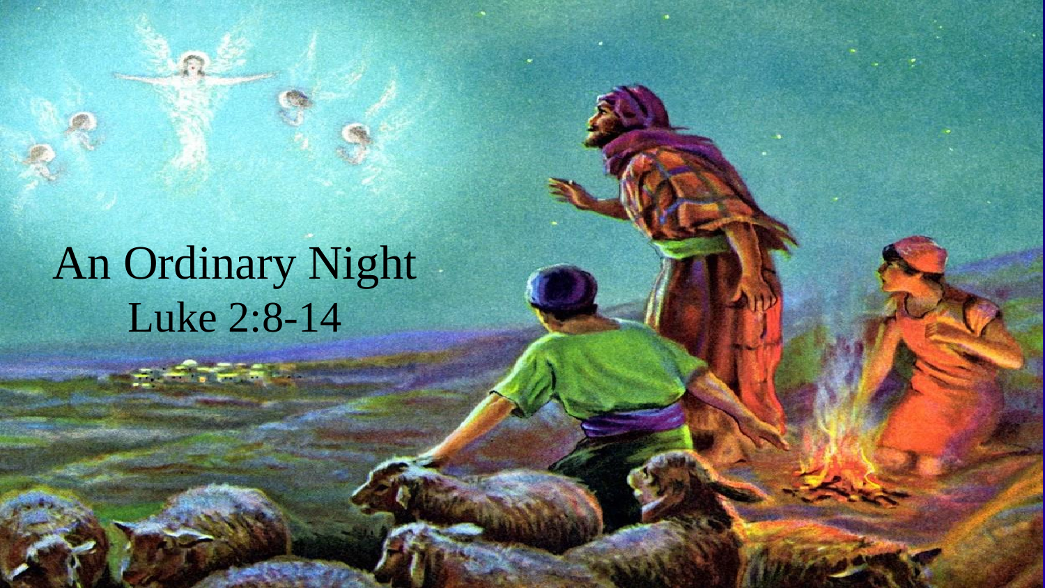# An Ordinary Night

Luke 2:8-14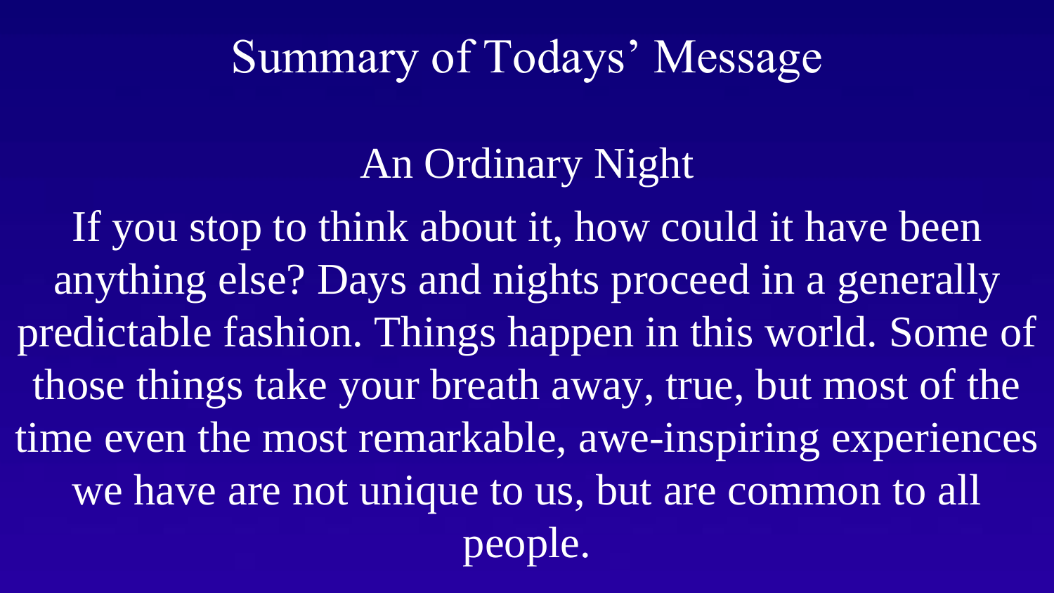# Summary of Todays' Message

## An Ordinary Night

If you stop to think about it, how could it have been anything else? Days and nights proceed in a generally predictable fashion. Things happen in this world. Some of those things take your breath away, true, but most of the time even the most remarkable, awe-inspiring experiences we have are not unique to us, but are common to all people.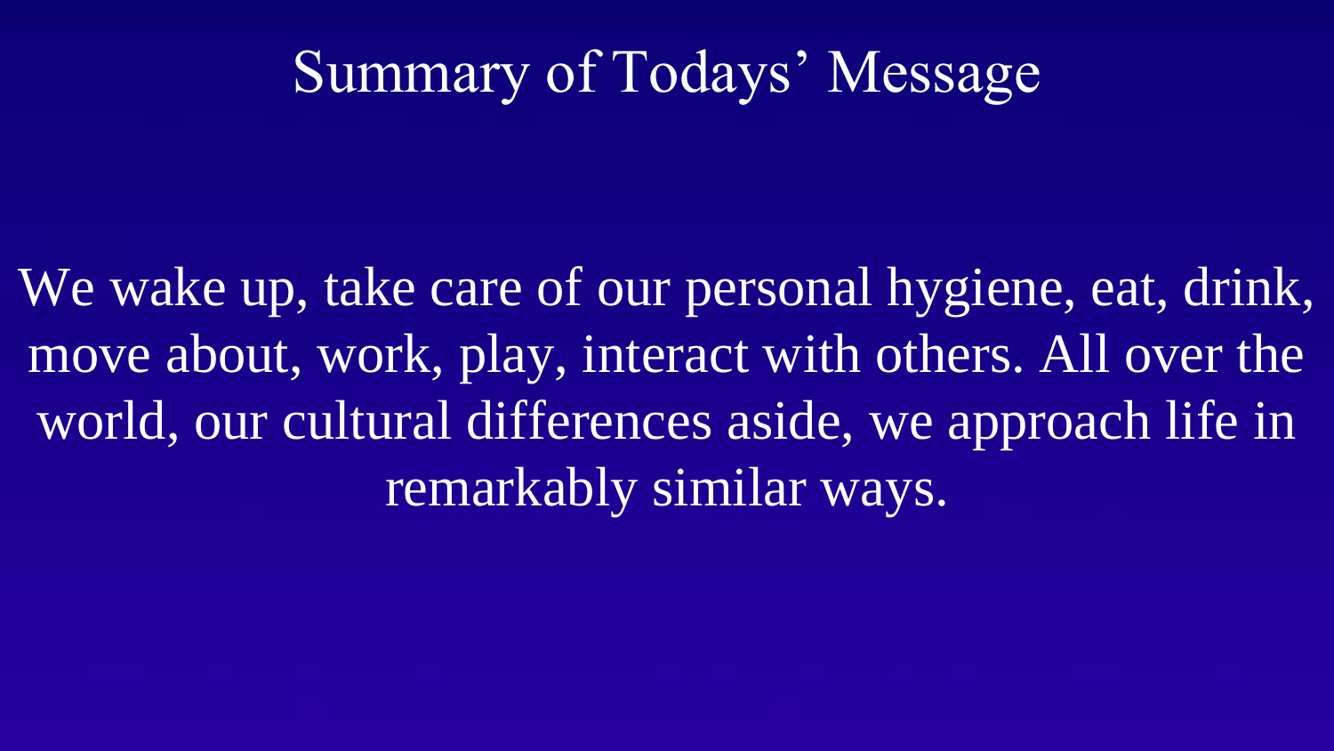# Summary of Todays' Message

We wake up, take care of our personal hygiene, eat, drink, move about, work, play, interact with others. All over the world, our cultural differences aside, we approach life in remarkably similar ways.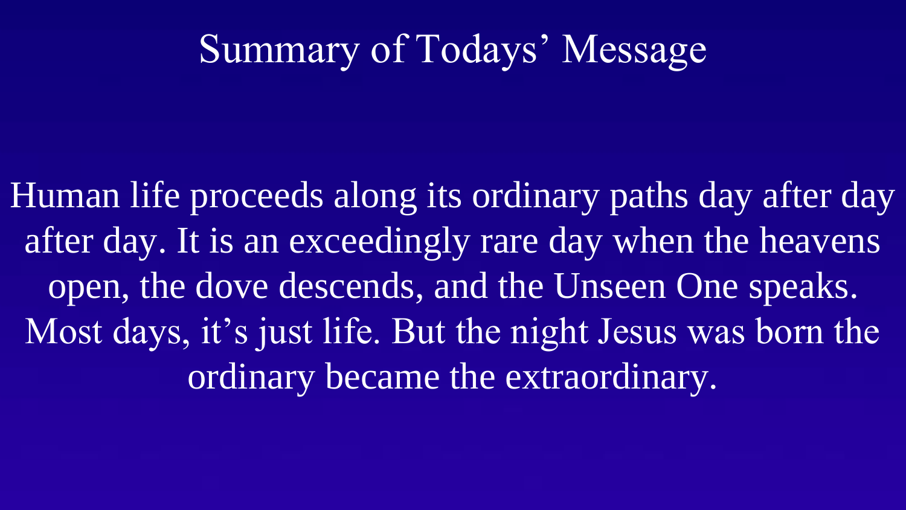# Summary of Todays' Message

Human life proceeds along its ordinary paths day after day after day. It is an exceedingly rare day when the heavens open, the dove descends, and the Unseen One speaks. Most days, it's just life. But the night Jesus was born the ordinary became the extraordinary.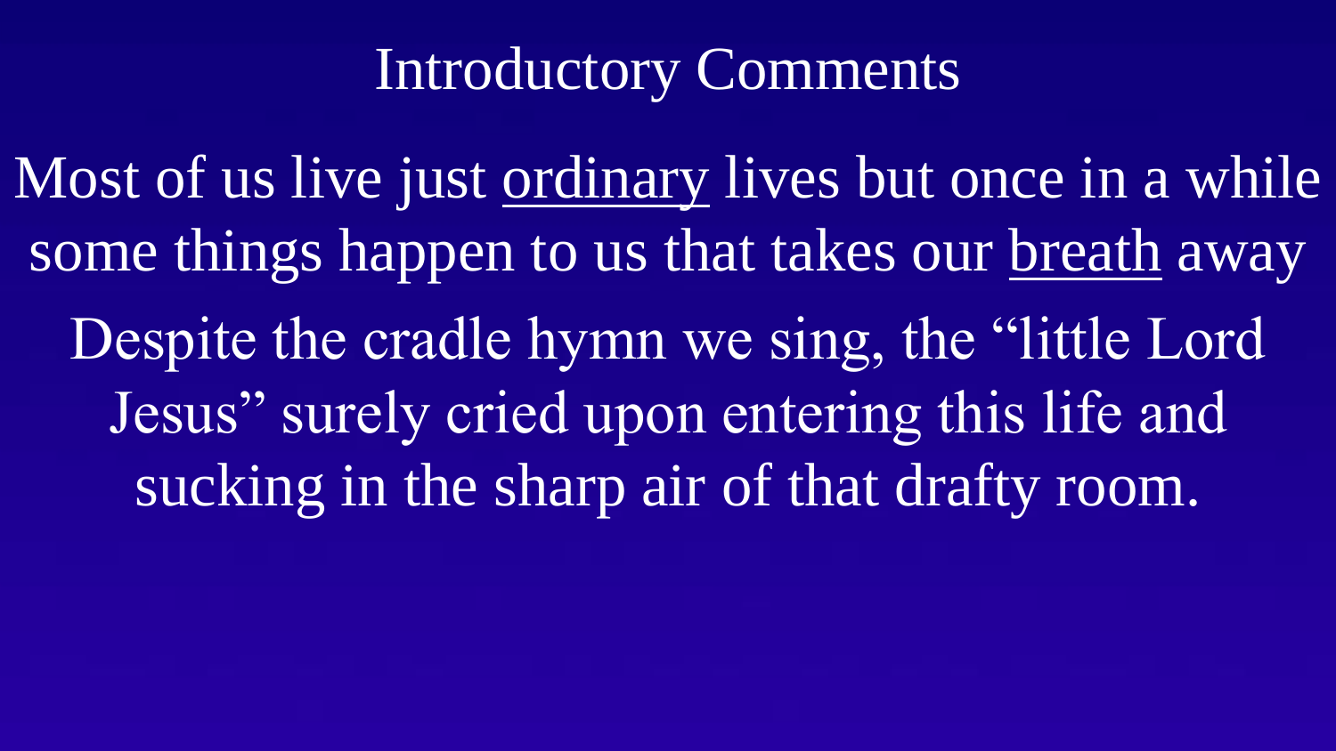# Introductory Comments

Most of us live just <u>ordinary</u> lives but once in a while some things happen to us that takes our <u>breath</u> away

Despite the cradle hymn we sing, the "little Lord Jesus" surely cried upon entering this life and sucking in the sharp air of that drafty room.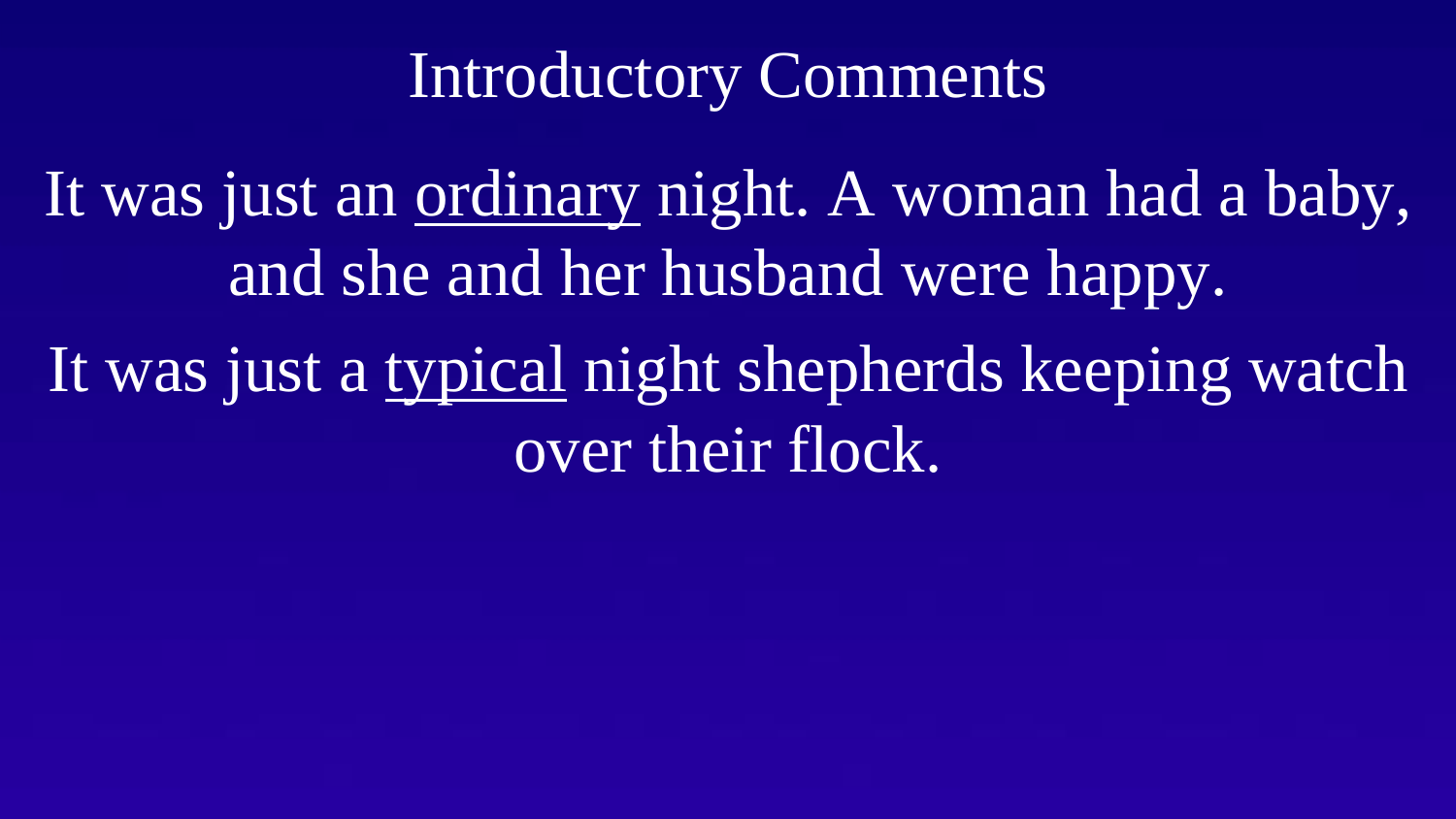# Introductory Comments

It was just an <u>ordinary</u> night. A woman had a baby, and she and her husband were happy.

It was just a <u>typical</u> night shepherds keeping watch over their flock.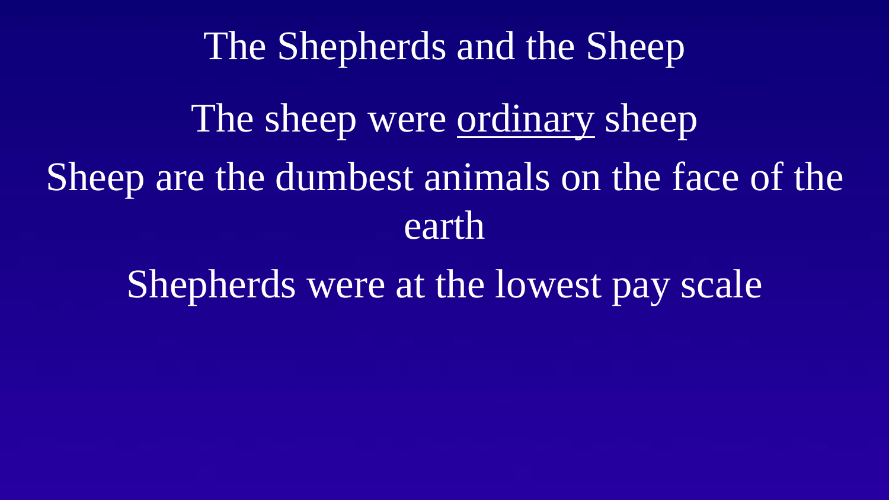# The Shepherds and the Sheep

The sheep were <u>ordinary</u> sheep

Sheep are the dumbest animals on the face of the earth

Shepherds were at the lowest pay scale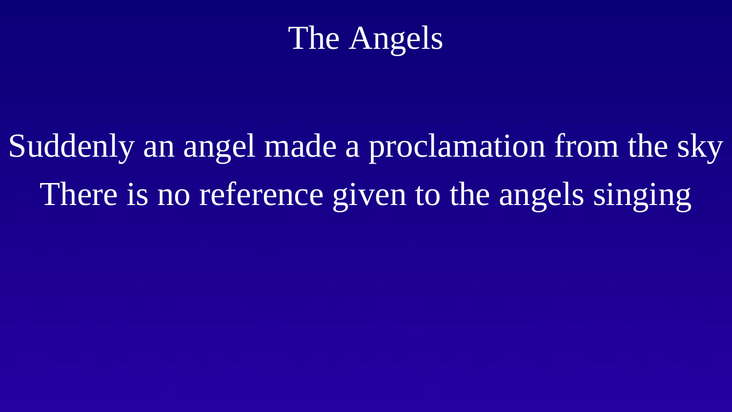# The Angels

Suddenly an angel made a proclamation from the sky

There is no reference given to the angels singing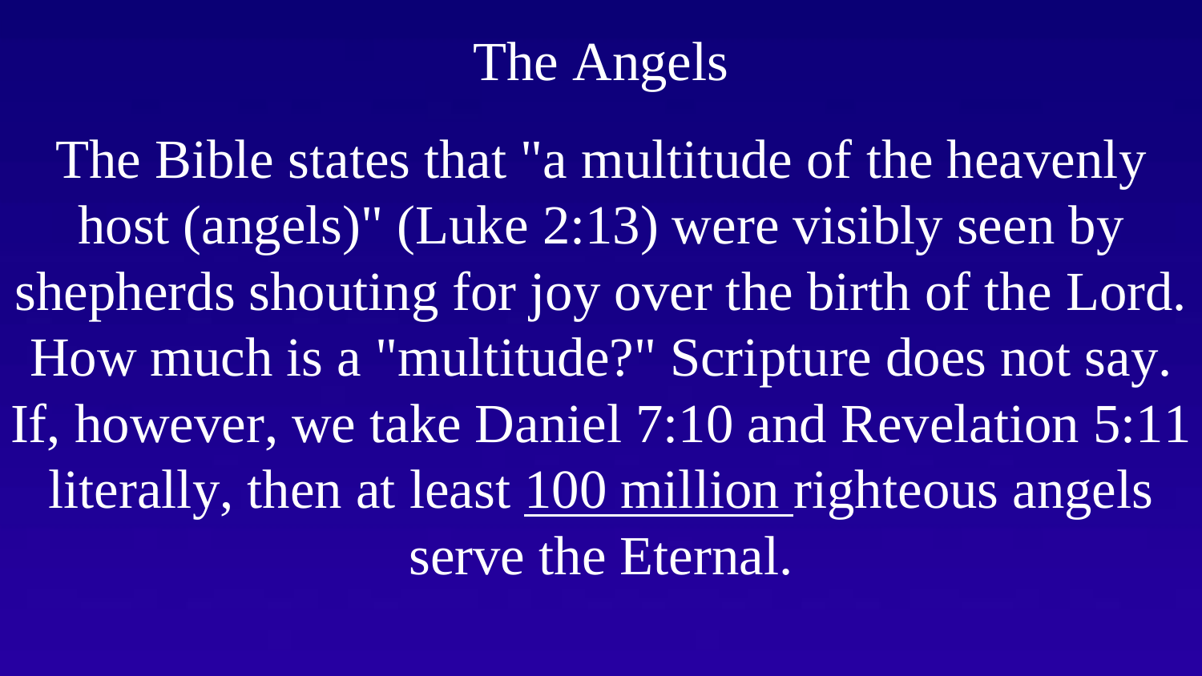# The Angels

The Bible states that "a multitude of the heavenly host (angels)" (Luke 2:13) were visibly seen by shepherds shouting for joy over the birth of the Lord. How much is a "multitude?" Scripture does not say. If, however, we take Daniel 7:10 and Revelation 5:11 literally, then at least <u>100 million</u> righteous angels serve the Eternal.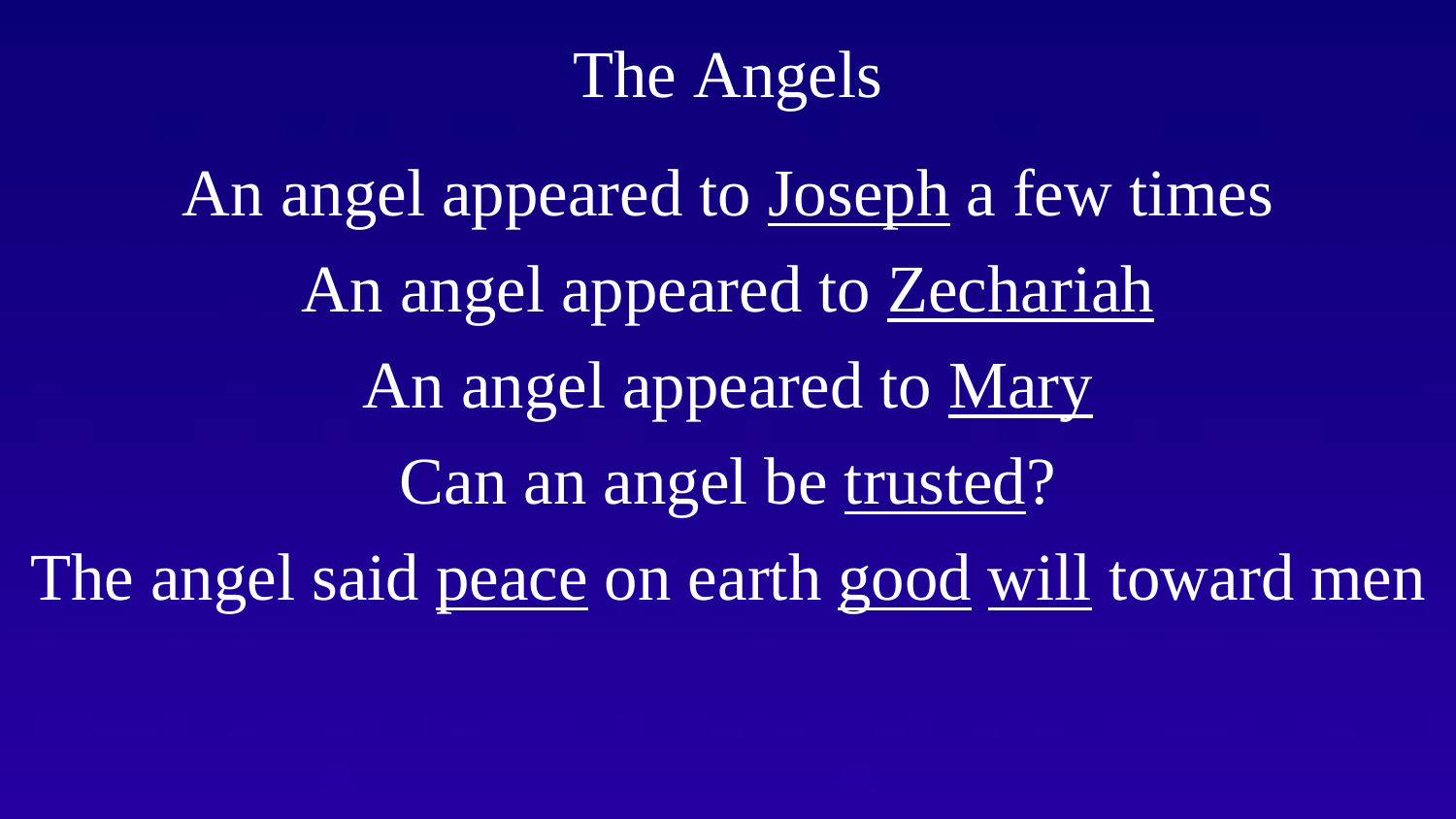# The Angels

An angel appeared to <u>Joseph</u> a few times

An angel appeared to <u>Zechariah</u>

An angel appeared to <u>Mary</u>

Can an angel be <u>trusted</u>?

The angel said <u>peace</u> on earth <u>good</u> <u>will</u> toward men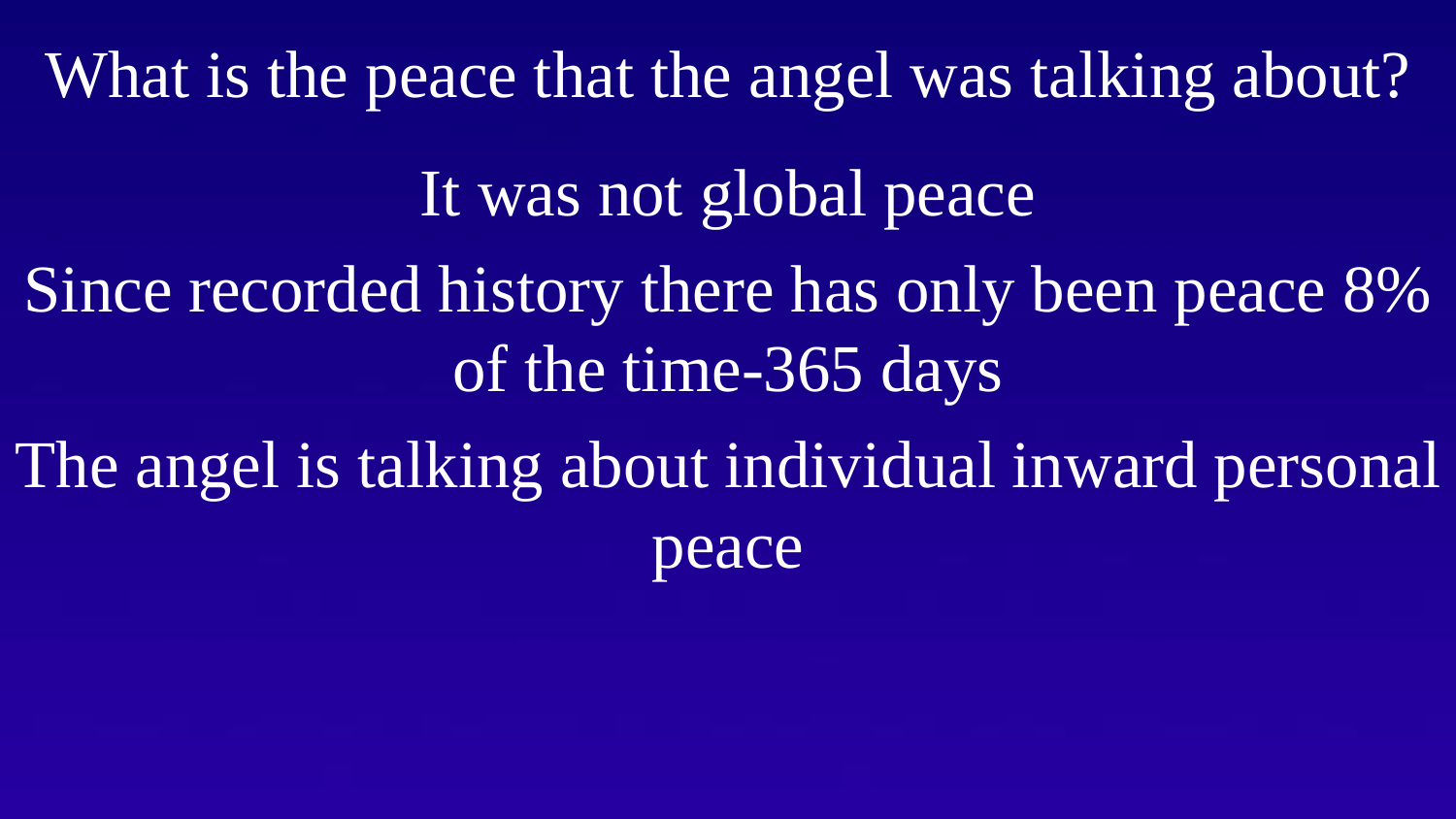# What is the peace that the angel was talking about?

It was not global peace

Since recorded history there has only been peace 8% of the time-365 days

The angel is talking about individual inward personal peace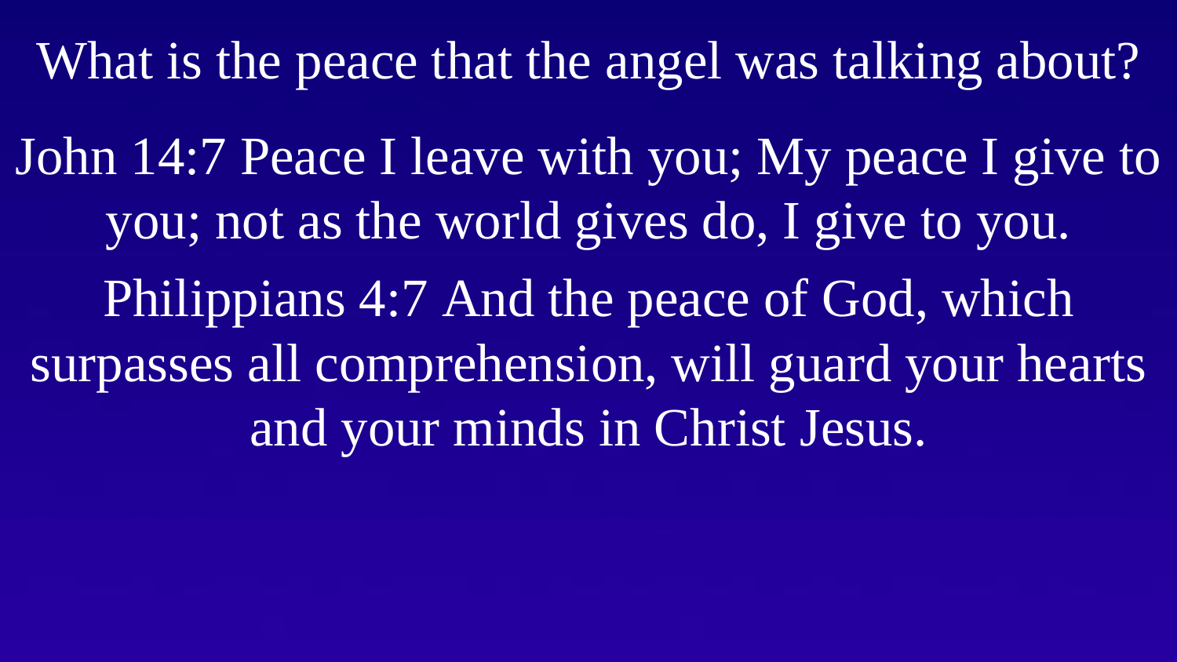# What is the peace that the angel was talking about?

John 14:7 Peace I leave with you; My peace I give to you; not as the world gives do, I give to you.

Philippians 4:7 And the peace of God, which surpasses all comprehension, will guard your hearts and your minds in Christ Jesus.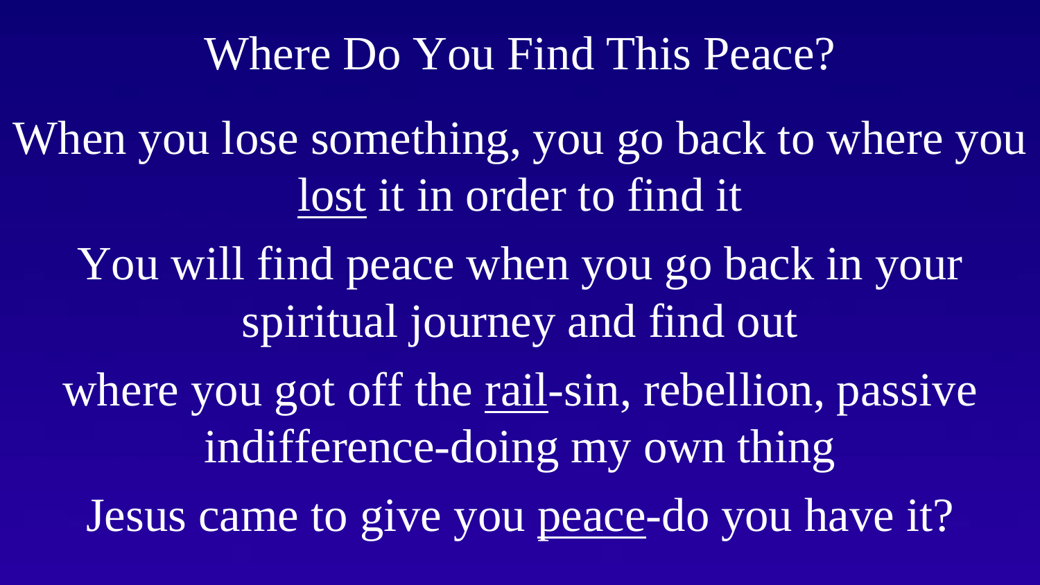# Where Do You Find This Peace?

When you lose something, you go back to where you <u>lost</u> it in order to find it

You will find peace when you go back in your spiritual journey and find out

where you got off the <u>rail</u>-sin, rebellion, passive indifference-doing my own thing

Jesus came to give you <u>peace</u>-do you have it?